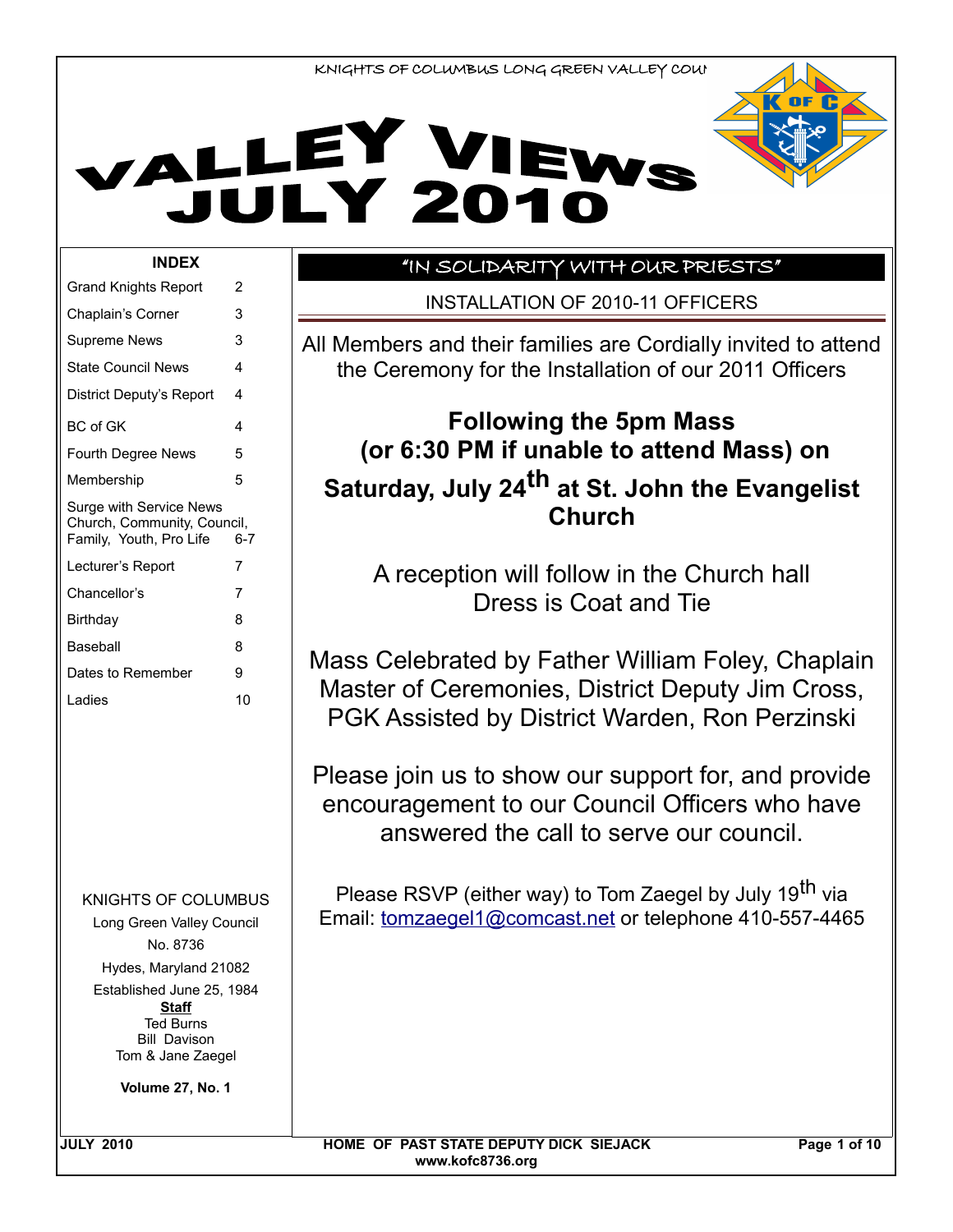KNIGHTS OF COLUMBUS LONG GREEN VALLEY COUN

# VALLEY VIEWS JULY 2010

## INDEX

| | |
|---|---|
| Grand Knights Report | 2 |
| Chaplain's Corner | 3 |
| Supreme News | 3 |
| State Council News | 4 |
| District Deputy's Report | 4 |
| BC of GK | 4 |
| Fourth Degree News | 5 |
| Membership | 5 |
| Surge with Service News Church, Community, Council, Family, Youth, Pro Life | 6-7 |
| Lecturer's Report | 7 |
| Chancellor's | 7 |
| Birthday | 8 |
| Baseball | 8 |
| Dates to Remember | 9 |
| Ladies | 10 |

KNIGHTS OF COLUMBUS
Long Green Valley Council
No. 8736
Hydes, Maryland 21082
Established June 25, 1984

**Staff**
Ted Burns
Bill Davison
Tom & Jane Zaegel

**Volume 27, No. 1**

## "IN SOLIDARITY WITH OUR PRIESTS"

INSTALLATION OF 2010-11 OFFICERS

All Members and their families are Cordially invited to attend the Ceremony for the Installation of our 2011 Officers

**Following the 5pm Mass (or 6:30 PM if unable to attend Mass) on Saturday, July 24th at St. John the Evangelist Church**

A reception will follow in the Church hall
Dress is Coat and Tie

Mass Celebrated by Father William Foley, Chaplain
Master of Ceremonies, District Deputy Jim Cross, PGK Assisted by District Warden, Ron Perzinski

Please join us to show our support for, and provide encouragement to our Council Officers who have answered the call to serve our council.

Please RSVP (either way) to Tom Zaegel by July 19th via Email: tomzaegel1@comcast.net or telephone 410-557-4465

JULY 2010 HOME OF PAST STATE DEPUTY DICK SIEJACK
www.kofc8736.org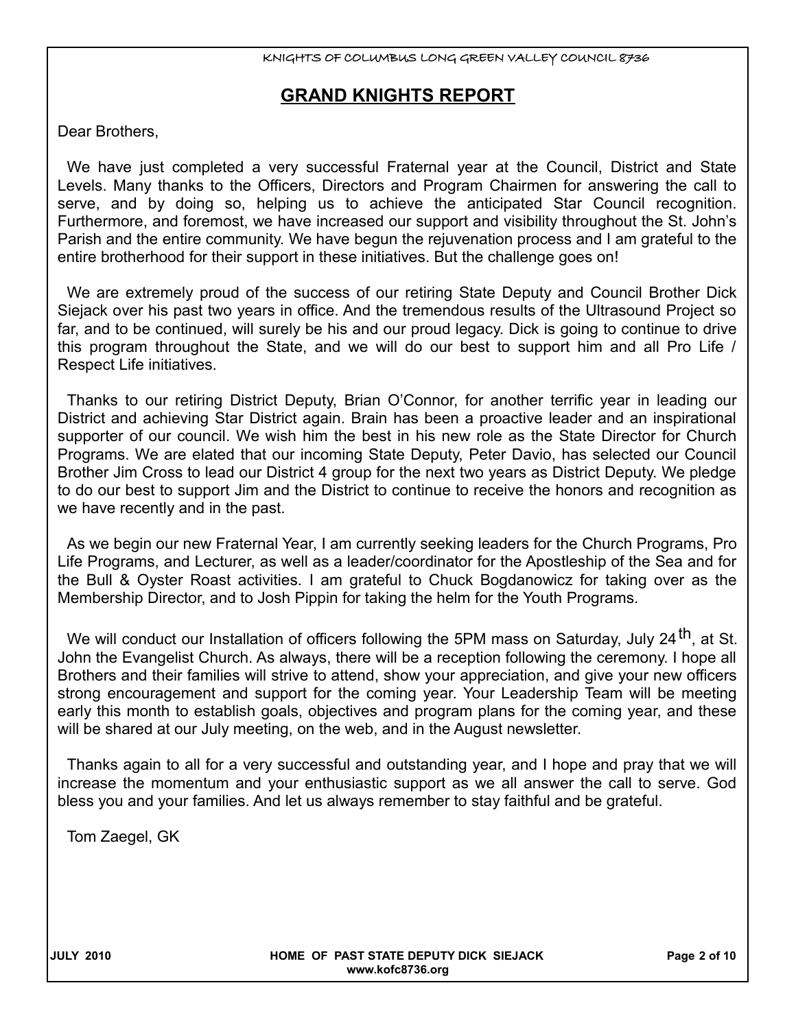## GRAND KNIGHTS REPORT

Dear Brothers,

We have just completed a very successful Fraternal year at the Council, District and State Levels. Many thanks to the Officers, Directors and Program Chairmen for answering the call to serve, and by doing so, helping us to achieve the anticipated Star Council recognition. Furthermore, and foremost, we have increased our support and visibility throughout the St. John's Parish and the entire community. We have begun the rejuvenation process and I am grateful to the entire brotherhood for their support in these initiatives. But the challenge goes on!

We are extremely proud of the success of our retiring State Deputy and Council Brother Dick Siejack over his past two years in office. And the tremendous results of the Ultrasound Project so far, and to be continued, will surely be his and our proud legacy. Dick is going to continue to drive this program throughout the State, and we will do our best to support him and all Pro Life / Respect Life initiatives.

Thanks to our retiring District Deputy, Brian O'Connor, for another terrific year in leading our District and achieving Star District again. Brain has been a proactive leader and an inspirational supporter of our council. We wish him the best in his new role as the State Director for Church Programs. We are elated that our incoming State Deputy, Peter Davio, has selected our Council Brother Jim Cross to lead our District 4 group for the next two years as District Deputy. We pledge to do our best to support Jim and the District to continue to receive the honors and recognition as we have recently and in the past.

As we begin our new Fraternal Year, I am currently seeking leaders for the Church Programs, Pro Life Programs, and Lecturer, as well as a leader/coordinator for the Apostleship of the Sea and for the Bull & Oyster Roast activities. I am grateful to Chuck Bogdanowicz for taking over as the Membership Director, and to Josh Pippin for taking the helm for the Youth Programs.

We will conduct our Installation of officers following the 5PM mass on Saturday, July 24th, at St. John the Evangelist Church. As always, there will be a reception following the ceremony. I hope all Brothers and their families will strive to attend, show your appreciation, and give your new officers strong encouragement and support for the coming year. Your Leadership Team will be meeting early this month to establish goals, objectives and program plans for the coming year, and these will be shared at our July meeting, on the web, and in the August newsletter.

Thanks again to all for a very successful and outstanding year, and I hope and pray that we will increase the momentum and your enthusiastic support as we all answer the call to serve. God bless you and your families. And let us always remember to stay faithful and be grateful.

Tom Zaegel, GK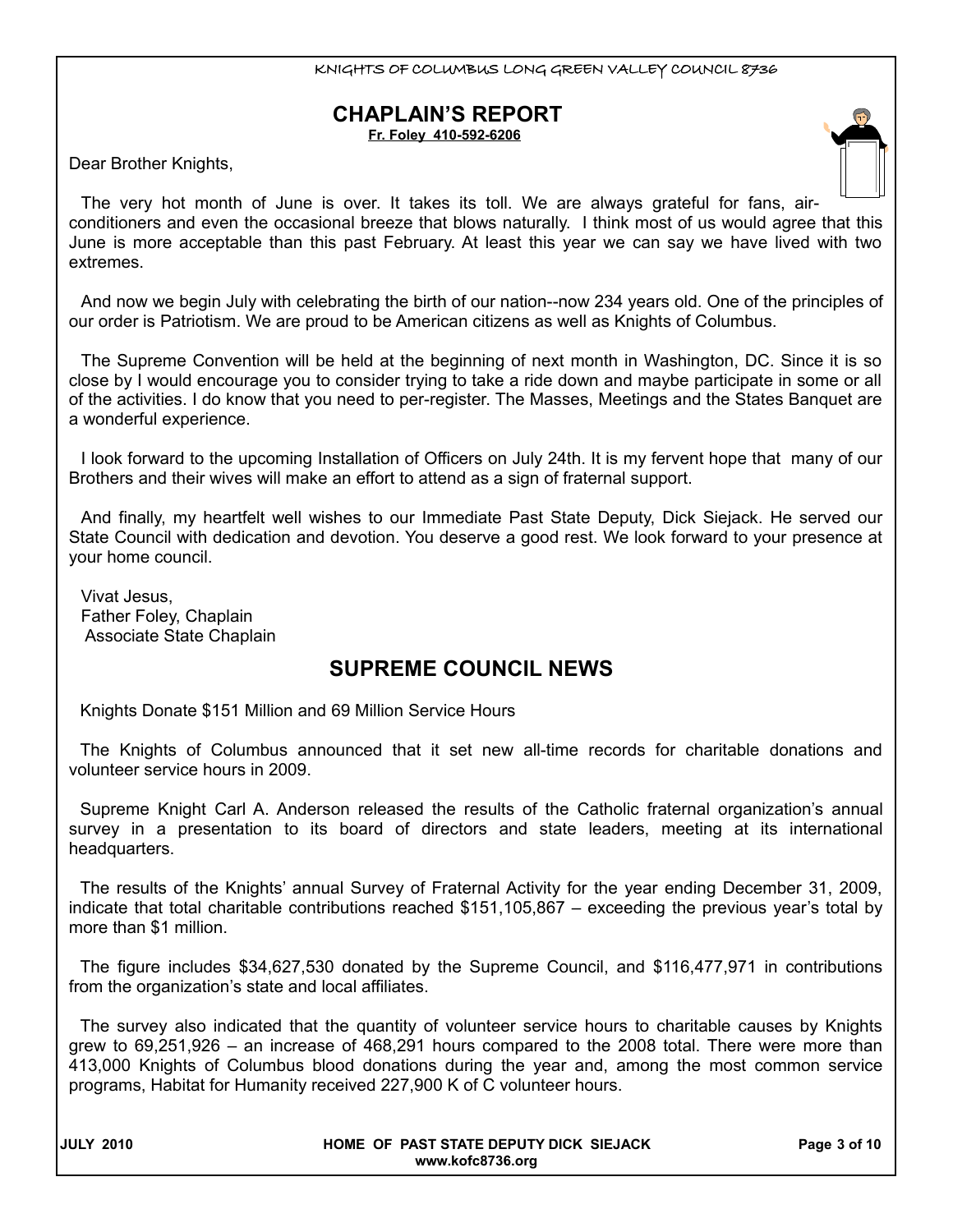## CHAPLAIN'S REPORT

**Fr. Foley 410-592-6206**

Dear Brother Knights,

The very hot month of June is over. It takes its toll. We are always grateful for fans, air-conditioners and even the occasional breeze that blows naturally. I think most of us would agree that this June is more acceptable than this past February. At least this year we can say we have lived with two extremes.

And now we begin July with celebrating the birth of our nation--now 234 years old. One of the principles of our order is Patriotism. We are proud to be American citizens as well as Knights of Columbus.

The Supreme Convention will be held at the beginning of next month in Washington, DC. Since it is so close by I would encourage you to consider trying to take a ride down and maybe participate in some or all of the activities. I do know that you need to per-register. The Masses, Meetings and the States Banquet are a wonderful experience.

I look forward to the upcoming Installation of Officers on July 24th. It is my fervent hope that many of our Brothers and their wives will make an effort to attend as a sign of fraternal support.

And finally, my heartfelt well wishes to our Immediate Past State Deputy, Dick Siejack. He served our State Council with dedication and devotion. You deserve a good rest. We look forward to your presence at your home council.

Vivat Jesus,
Father Foley, Chaplain
Associate State Chaplain

## SUPREME COUNCIL NEWS

Knights Donate $151 Million and 69 Million Service Hours

The Knights of Columbus announced that it set new all-time records for charitable donations and volunteer service hours in 2009.

Supreme Knight Carl A. Anderson released the results of the Catholic fraternal organization's annual survey in a presentation to its board of directors and state leaders, meeting at its international headquarters.

The results of the Knights' annual Survey of Fraternal Activity for the year ending December 31, 2009, indicate that total charitable contributions reached $151,105,867 – exceeding the previous year's total by more than $1 million.

The figure includes $34,627,530 donated by the Supreme Council, and $116,477,971 in contributions from the organization's state and local affiliates.

The survey also indicated that the quantity of volunteer service hours to charitable causes by Knights grew to 69,251,926 – an increase of 468,291 hours compared to the 2008 total. There were more than 413,000 Knights of Columbus blood donations during the year and, among the most common service programs, Habitat for Humanity received 227,900 K of C volunteer hours.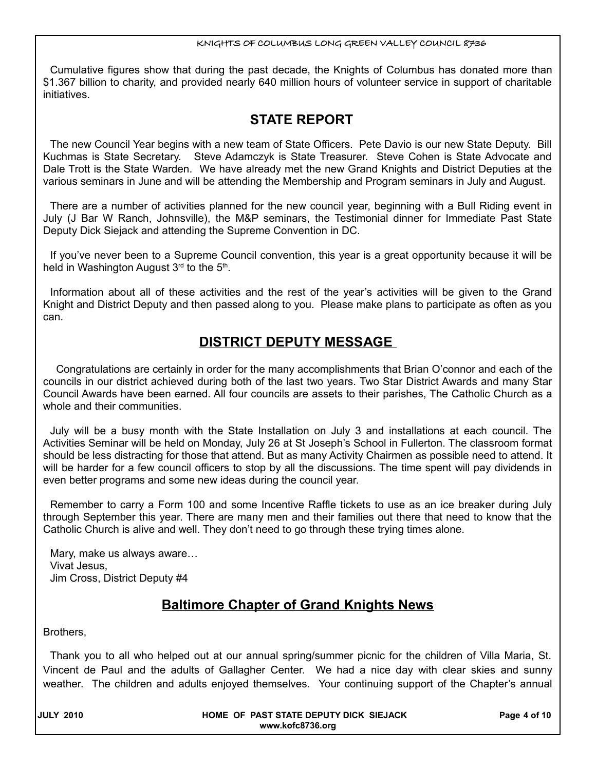Cumulative figures show that during the past decade, the Knights of Columbus has donated more than $1.367 billion to charity, and provided nearly 640 million hours of volunteer service in support of charitable initiatives.

## STATE REPORT

The new Council Year begins with a new team of State Officers. Pete Davio is our new State Deputy. Bill Kuchmas is State Secretary. Steve Adamczyk is State Treasurer. Steve Cohen is State Advocate and Dale Trott is the State Warden. We have already met the new Grand Knights and District Deputies at the various seminars in June and will be attending the Membership and Program seminars in July and August.

There are a number of activities planned for the new council year, beginning with a Bull Riding event in July (J Bar W Ranch, Johnsville), the M&P seminars, the Testimonial dinner for Immediate Past State Deputy Dick Siejack and attending the Supreme Convention in DC.

If you've never been to a Supreme Council convention, this year is a great opportunity because it will be held in Washington August 3rd to the 5th.

Information about all of these activities and the rest of the year's activities will be given to the Grand Knight and District Deputy and then passed along to you. Please make plans to participate as often as you can.

## DISTRICT DEPUTY MESSAGE

Congratulations are certainly in order for the many accomplishments that Brian O'connor and each of the councils in our district achieved during both of the last two years. Two Star District Awards and many Star Council Awards have been earned. All four councils are assets to their parishes, The Catholic Church as a whole and their communities.

July will be a busy month with the State Installation on July 3 and installations at each council. The Activities Seminar will be held on Monday, July 26 at St Joseph's School in Fullerton. The classroom format should be less distracting for those that attend. But as many Activity Chairmen as possible need to attend. It will be harder for a few council officers to stop by all the discussions. The time spent will pay dividends in even better programs and some new ideas during the council year.

Remember to carry a Form 100 and some Incentive Raffle tickets to use as an ice breaker during July through September this year. There are many men and their families out there that need to know that the Catholic Church is alive and well. They don't need to go through these trying times alone.

Mary, make us always aware…
Vivat Jesus,
Jim Cross, District Deputy #4

## Baltimore Chapter of Grand Knights News

Brothers,

Thank you to all who helped out at our annual spring/summer picnic for the children of Villa Maria, St. Vincent de Paul and the adults of Gallagher Center. We had a nice day with clear skies and sunny weather. The children and adults enjoyed themselves. Your continuing support of the Chapter's annual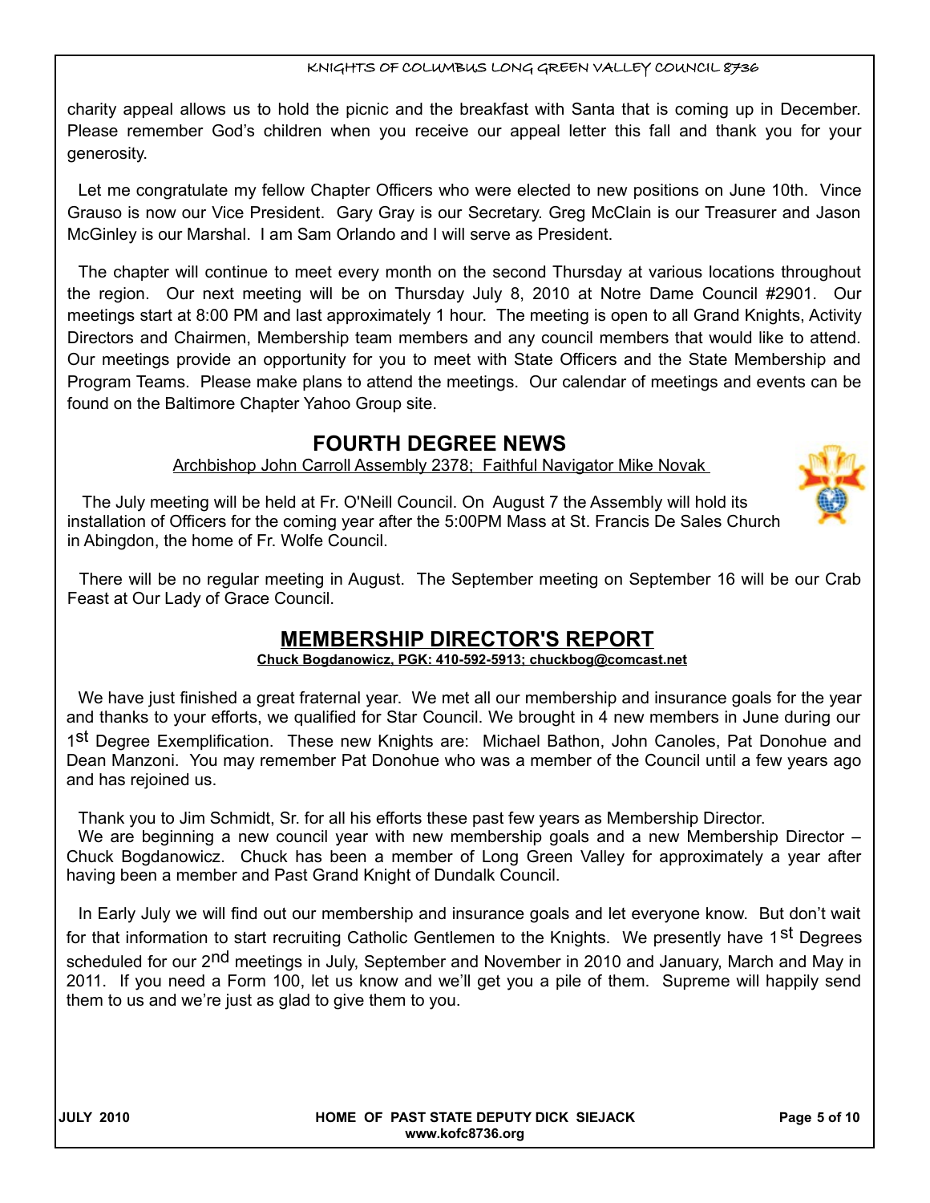charity appeal allows us to hold the picnic and the breakfast with Santa that is coming up in December. Please remember God's children when you receive our appeal letter this fall and thank you for your generosity.

Let me congratulate my fellow Chapter Officers who were elected to new positions on June 10th. Vince Grauso is now our Vice President. Gary Gray is our Secretary. Greg McClain is our Treasurer and Jason McGinley is our Marshal. I am Sam Orlando and I will serve as President.

The chapter will continue to meet every month on the second Thursday at various locations throughout the region. Our next meeting will be on Thursday July 8, 2010 at Notre Dame Council #2901. Our meetings start at 8:00 PM and last approximately 1 hour. The meeting is open to all Grand Knights, Activity Directors and Chairmen, Membership team members and any council members that would like to attend. Our meetings provide an opportunity for you to meet with State Officers and the State Membership and Program Teams. Please make plans to attend the meetings. Our calendar of meetings and events can be found on the Baltimore Chapter Yahoo Group site.

## FOURTH DEGREE NEWS

Archbishop John Carroll Assembly 2378; Faithful Navigator Mike Novak

The July meeting will be held at Fr. O'Neill Council. On August 7 the Assembly will hold its installation of Officers for the coming year after the 5:00PM Mass at St. Francis De Sales Church in Abingdon, the home of Fr. Wolfe Council.

There will be no regular meeting in August. The September meeting on September 16 will be our Crab Feast at Our Lady of Grace Council.

## MEMBERSHIP DIRECTOR'S REPORT

**Chuck Bogdanowicz, PGK: 410-592-5913; chuckbog@comcast.net**

We have just finished a great fraternal year. We met all our membership and insurance goals for the year and thanks to your efforts, we qualified for Star Council. We brought in 4 new members in June during our 1st Degree Exemplification. These new Knights are: Michael Bathon, John Canoles, Pat Donohue and Dean Manzoni. You may remember Pat Donohue who was a member of the Council until a few years ago and has rejoined us.

Thank you to Jim Schmidt, Sr. for all his efforts these past few years as Membership Director.

We are beginning a new council year with new membership goals and a new Membership Director – Chuck Bogdanowicz. Chuck has been a member of Long Green Valley for approximately a year after having been a member and Past Grand Knight of Dundalk Council.

In Early July we will find out our membership and insurance goals and let everyone know. But don't wait for that information to start recruiting Catholic Gentlemen to the Knights. We presently have 1st Degrees scheduled for our 2nd meetings in July, September and November in 2010 and January, March and May in 2011. If you need a Form 100, let us know and we'll get you a pile of them. Supreme will happily send them to us and we're just as glad to give them to you.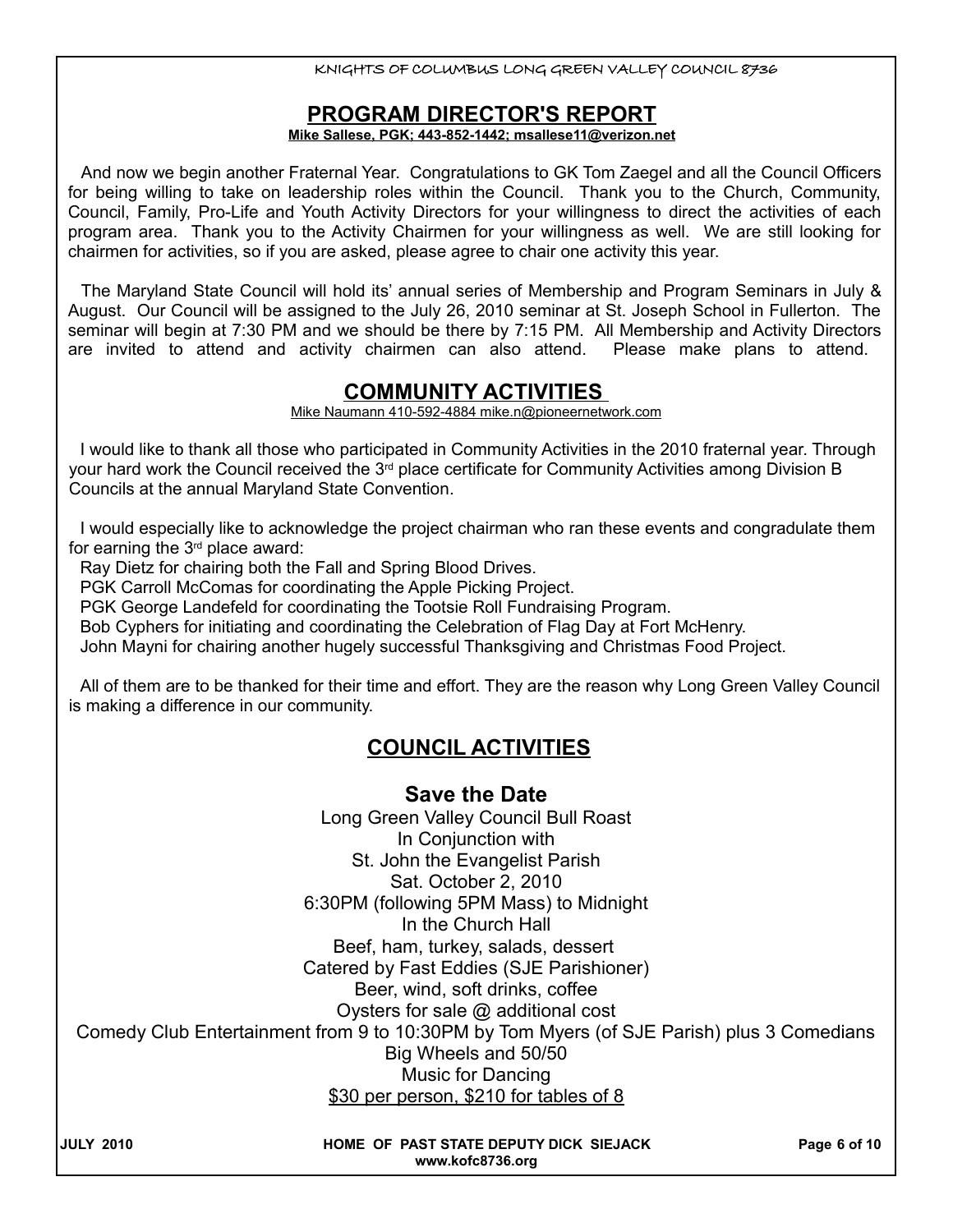## PROGRAM DIRECTOR'S REPORT

**Mike Sallese, PGK; 443-852-1442; msallese11@verizon.net**

And now we begin another Fraternal Year. Congratulations to GK Tom Zaegel and all the Council Officers for being willing to take on leadership roles within the Council. Thank you to the Church, Community, Council, Family, Pro-Life and Youth Activity Directors for your willingness to direct the activities of each program area. Thank you to the Activity Chairmen for your willingness as well. We are still looking for chairmen for activities, so if you are asked, please agree to chair one activity this year.

The Maryland State Council will hold its' annual series of Membership and Program Seminars in July & August. Our Council will be assigned to the July 26, 2010 seminar at St. Joseph School in Fullerton. The seminar will begin at 7:30 PM and we should be there by 7:15 PM. All Membership and Activity Directors are invited to attend and activity chairmen can also attend. Please make plans to attend.

## COMMUNITY ACTIVITIES

Mike Naumann 410-592-4884 mike.n@pioneernetwork.com

I would like to thank all those who participated in Community Activities in the 2010 fraternal year. Through your hard work the Council received the 3rd place certificate for Community Activities among Division B Councils at the annual Maryland State Convention.

I would especially like to acknowledge the project chairman who ran these events and congradulate them for earning the 3rd place award:

Ray Dietz for chairing both the Fall and Spring Blood Drives.
PGK Carroll McComas for coordinating the Apple Picking Project.
PGK George Landefeld for coordinating the Tootsie Roll Fundraising Program.
Bob Cyphers for initiating and coordinating the Celebration of Flag Day at Fort McHenry.
John Mayni for chairing another hugely successful Thanksgiving and Christmas Food Project.

All of them are to be thanked for their time and effort. They are the reason why Long Green Valley Council is making a difference in our community.

## COUNCIL ACTIVITIES

### Save the Date

Long Green Valley Council Bull Roast
In Conjunction with
St. John the Evangelist Parish
Sat. October 2, 2010
6:30PM (following 5PM Mass) to Midnight
In the Church Hall
Beef, ham, turkey, salads, dessert
Catered by Fast Eddies (SJE Parishioner)
Beer, wind, soft drinks, coffee
Oysters for sale @ additional cost
Comedy Club Entertainment from 9 to 10:30PM by Tom Myers (of SJE Parish) plus 3 Comedians
Big Wheels and 50/50
Music for Dancing
$30 per person, $210 for tables of 8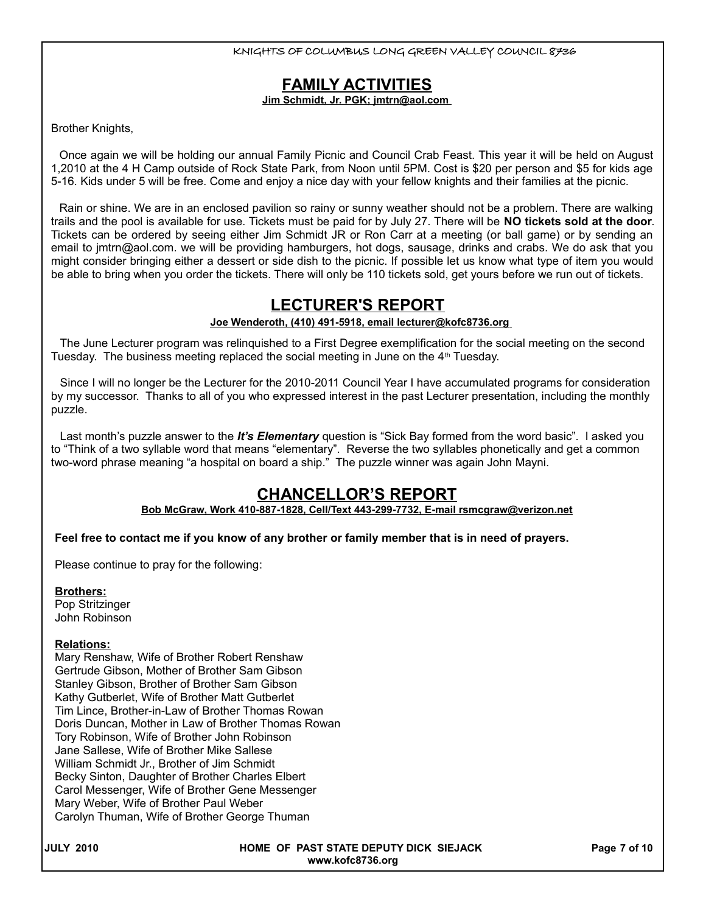## FAMILY ACTIVITIES

**Jim Schmidt, Jr. PGK; jmtrn@aol.com**

Brother Knights,

Once again we will be holding our annual Family Picnic and Council Crab Feast. This year it will be held on August 1,2010 at the 4 H Camp outside of Rock State Park, from Noon until 5PM. Cost is $20 per person and $5 for kids age 5-16. Kids under 5 will be free. Come and enjoy a nice day with your fellow knights and their families at the picnic.

Rain or shine. We are in an enclosed pavilion so rainy or sunny weather should not be a problem. There are walking trails and the pool is available for use. Tickets must be paid for by July 27. There will be **NO tickets sold at the door**. Tickets can be ordered by seeing either Jim Schmidt JR or Ron Carr at a meeting (or ball game) or by sending an email to jmtrn@aol.com. we will be providing hamburgers, hot dogs, sausage, drinks and crabs. We do ask that you might consider bringing either a dessert or side dish to the picnic. If possible let us know what type of item you would be able to bring when you order the tickets. There will only be 110 tickets sold, get yours before we run out of tickets.

## LECTURER'S REPORT

**Joe Wenderoth, (410) 491-5918, email lecturer@kofc8736.org**

The June Lecturer program was relinquished to a First Degree exemplification for the social meeting on the second Tuesday. The business meeting replaced the social meeting in June on the 4th Tuesday.

Since I will no longer be the Lecturer for the 2010-2011 Council Year I have accumulated programs for consideration by my successor. Thanks to all of you who expressed interest in the past Lecturer presentation, including the monthly puzzle.

Last month's puzzle answer to the ***It's Elementary*** question is "Sick Bay formed from the word basic". I asked you to "Think of a two syllable word that means "elementary". Reverse the two syllables phonetically and get a common two-word phrase meaning "a hospital on board a ship." The puzzle winner was again John Mayni.

## CHANCELLOR'S REPORT

**Bob McGraw, Work 410-887-1828, Cell/Text 443-299-7732, E-mail rsmcgraw@verizon.net**

**Feel free to contact me if you know of any brother or family member that is in need of prayers.**

Please continue to pray for the following:

**Brothers:**
Pop Stritzinger
John Robinson

**Relations:**
Mary Renshaw, Wife of Brother Robert Renshaw
Gertrude Gibson, Mother of Brother Sam Gibson
Stanley Gibson, Brother of Brother Sam Gibson
Kathy Gutberlet, Wife of Brother Matt Gutberlet
Tim Lince, Brother-in-Law of Brother Thomas Rowan
Doris Duncan, Mother in Law of Brother Thomas Rowan
Tory Robinson, Wife of Brother John Robinson
Jane Sallese, Wife of Brother Mike Sallese
William Schmidt Jr., Brother of Jim Schmidt
Becky Sinton, Daughter of Brother Charles Elbert
Carol Messenger, Wife of Brother Gene Messenger
Mary Weber, Wife of Brother Paul Weber
Carolyn Thuman, Wife of Brother George Thuman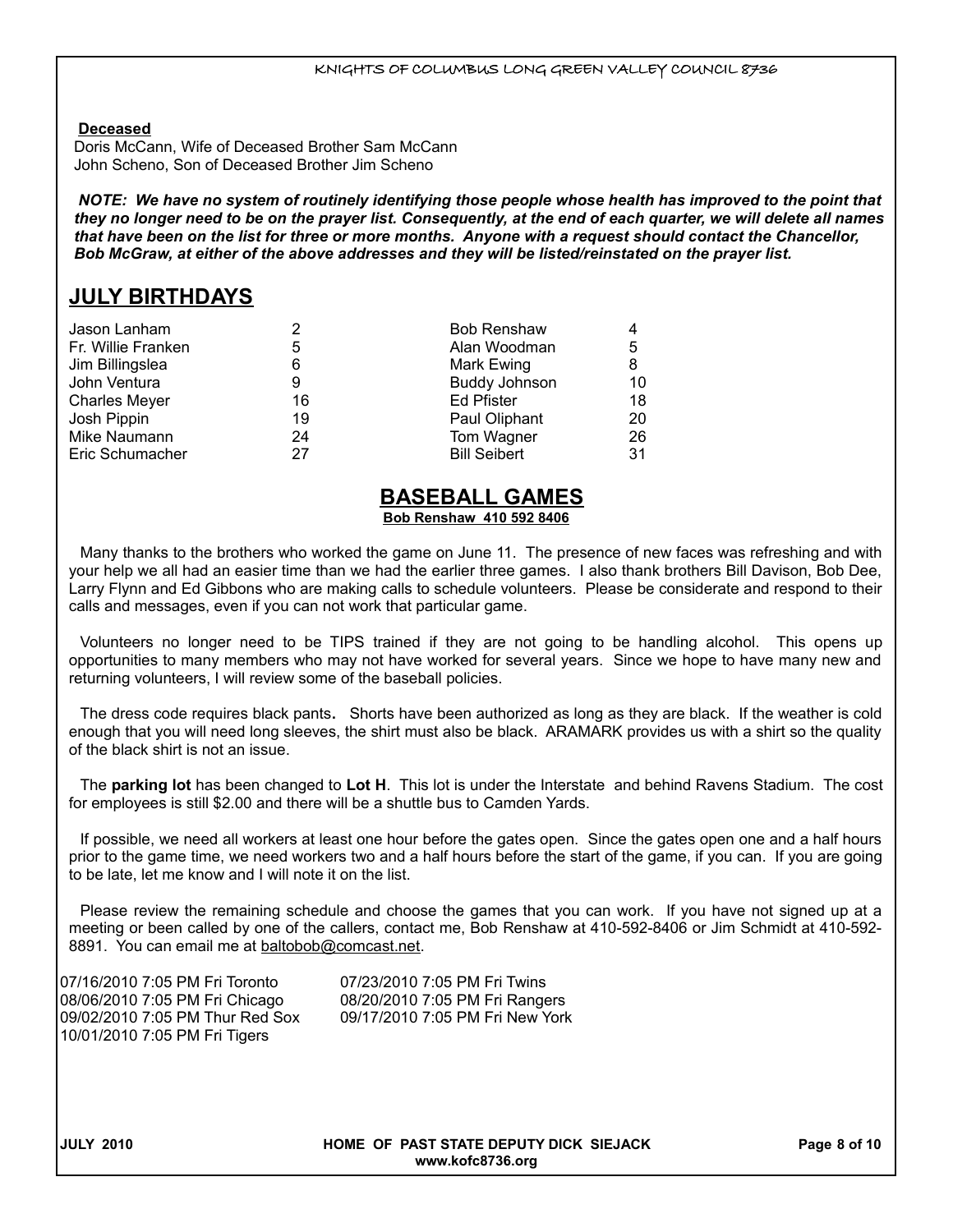**Deceased**

Doris McCann, Wife of Deceased Brother Sam McCann
John Scheno, Son of Deceased Brother Jim Scheno

***NOTE: We have no system of routinely identifying those people whose health has improved to the point that they no longer need to be on the prayer list. Consequently, at the end of each quarter, we will delete all names that have been on the list for three or more months. Anyone with a request should contact the Chancellor, Bob McGraw, at either of the above addresses and they will be listed/reinstated on the prayer list.***

## JULY BIRTHDAYS

| | | | |
|---|---|---|---|
| Jason Lanham | 2 | Bob Renshaw | 4 |
| Fr. Willie Franken | 5 | Alan Woodman | 5 |
| Jim Billingslea | 6 | Mark Ewing | 8 |
| John Ventura | 9 | Buddy Johnson | 10 |
| Charles Meyer | 16 | Ed Pfister | 18 |
| Josh Pippin | 19 | Paul Oliphant | 20 |
| Mike Naumann | 24 | Tom Wagner | 26 |
| Eric Schumacher | 27 | Bill Seibert | 31 |

## BASEBALL GAMES

**Bob Renshaw 410 592 8406**

Many thanks to the brothers who worked the game on June 11. The presence of new faces was refreshing and with your help we all had an easier time than we had the earlier three games. I also thank brothers Bill Davison, Bob Dee, Larry Flynn and Ed Gibbons who are making calls to schedule volunteers. Please be considerate and respond to their calls and messages, even if you can not work that particular game.

Volunteers no longer need to be TIPS trained if they are not going to be handling alcohol. This opens up opportunities to many members who may not have worked for several years. Since we hope to have many new and returning volunteers, I will review some of the baseball policies.

The dress code requires black pants**.** Shorts have been authorized as long as they are black. If the weather is cold enough that you will need long sleeves, the shirt must also be black. ARAMARK provides us with a shirt so the quality of the black shirt is not an issue.

The **parking lot** has been changed to **Lot H**. This lot is under the Interstate and behind Ravens Stadium. The cost for employees is still $2.00 and there will be a shuttle bus to Camden Yards.

If possible, we need all workers at least one hour before the gates open. Since the gates open one and a half hours prior to the game time, we need workers two and a half hours before the start of the game, if you can. If you are going to be late, let me know and I will note it on the list.

Please review the remaining schedule and choose the games that you can work. If you have not signed up at a meeting or been called by one of the callers, contact me, Bob Renshaw at 410-592-8406 or Jim Schmidt at 410-592-8891. You can email me at baltobob@comcast.net.

07/16/2010 7:05 PM Fri Toronto
07/23/2010 7:05 PM Fri Twins
08/06/2010 7:05 PM Fri Chicago
08/20/2010 7:05 PM Fri Rangers
09/02/2010 7:05 PM Thur Red Sox
09/17/2010 7:05 PM Fri New York
10/01/2010 7:05 PM Fri Tigers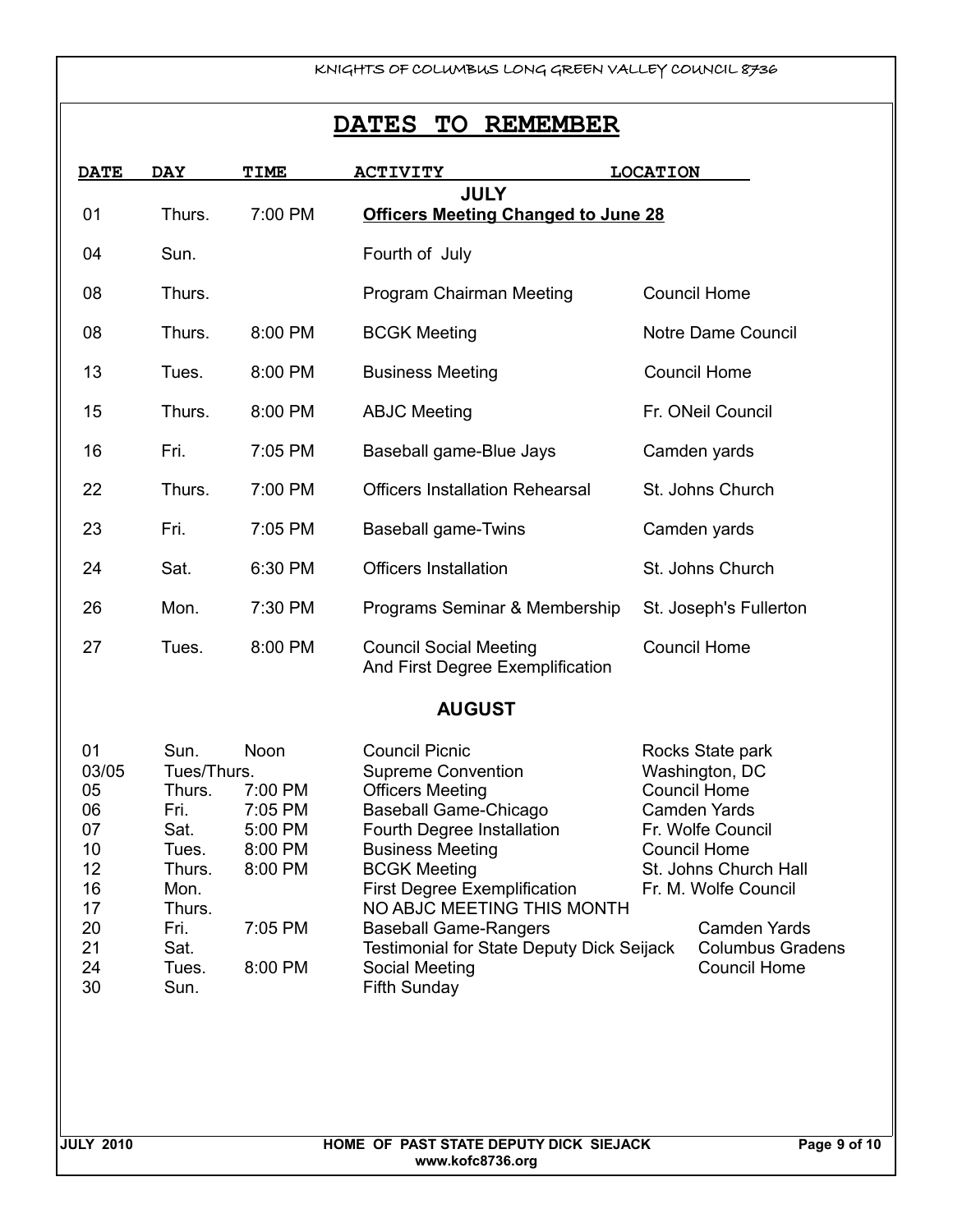# DATES TO REMEMBER

| DATE | DAY | TIME | ACTIVITY | LOCATION |
|---|---|---|---|---|
| | | | **JULY** | |
| 01 | Thurs. | 7:00 PM | **Officers Meeting Changed to June 28** | |
| 04 | Sun. | | Fourth of July | |
| 08 | Thurs. | | Program Chairman Meeting | Council Home |
| 08 | Thurs. | 8:00 PM | BCGK Meeting | Notre Dame Council |
| 13 | Tues. | 8:00 PM | Business Meeting | Council Home |
| 15 | Thurs. | 8:00 PM | ABJC Meeting | Fr. ONeil Council |
| 16 | Fri. | 7:05 PM | Baseball game-Blue Jays | Camden yards |
| 22 | Thurs. | 7:00 PM | Officers Installation Rehearsal | St. Johns Church |
| 23 | Fri. | 7:05 PM | Baseball game-Twins | Camden yards |
| 24 | Sat. | 6:30 PM | Officers Installation | St. Johns Church |
| 26 | Mon. | 7:30 PM | Programs Seminar & Membership | St. Joseph's Fullerton |
| 27 | Tues. | 8:00 PM | Council Social Meeting And First Degree Exemplification | Council Home |
| | | | **AUGUST** | |
| 01 | Sun. | Noon | Council Picnic | Rocks State park |
| 03/05 | Tues/Thurs. | | Supreme Convention | Washington, DC |
| 05 | Thurs. | 7:00 PM | Officers Meeting | Council Home |
| 06 | Fri. | 7:05 PM | Baseball Game-Chicago | Camden Yards |
| 07 | Sat. | 5:00 PM | Fourth Degree Installation | Fr. Wolfe Council |
| 10 | Tues. | 8:00 PM | Business Meeting | Council Home |
| 12 | Thurs. | 8:00 PM | BCGK Meeting | St. Johns Church Hall |
| 16 | Mon. | | First Degree Exemplification | Fr. M. Wolfe Council |
| 17 | Thurs. | | NO ABJC MEETING THIS MONTH | |
| 20 | Fri. | 7:05 PM | Baseball Game-Rangers | Camden Yards |
| 21 | Sat. | | Testimonial for State Deputy Dick Seijack | Columbus Gradens |
| 24 | Tues. | 8:00 PM | Social Meeting | Council Home |
| 30 | Sun. | | Fifth Sunday | |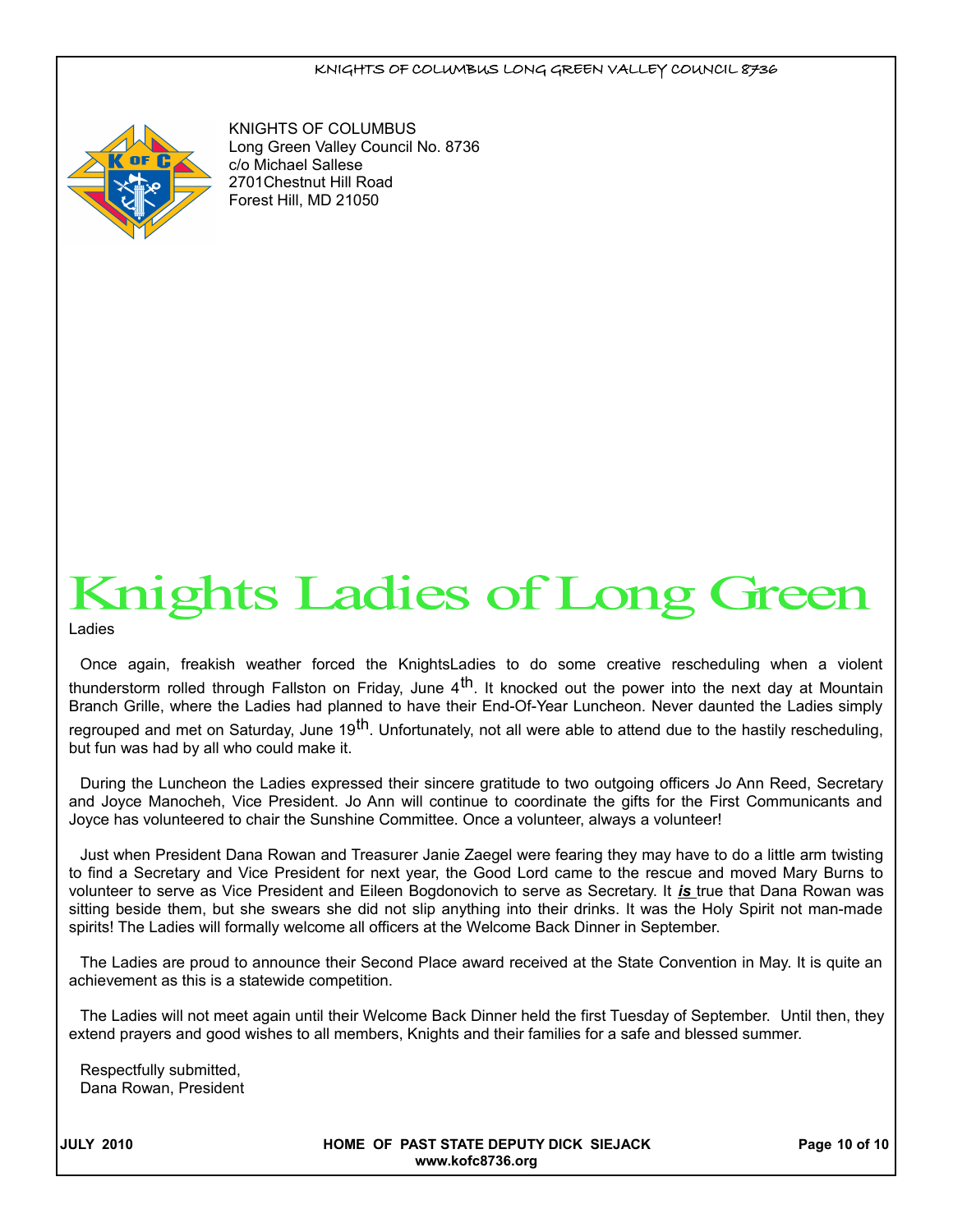KNIGHTS OF COLUMBUS
Long Green Valley Council No. 8736
c/o Michael Sallese
2701Chestnut Hill Road
Forest Hill, MD 21050

# Knights Ladies of Long Green

Ladies

Once again, freakish weather forced the KnightsLadies to do some creative rescheduling when a violent thunderstorm rolled through Fallston on Friday, June 4th. It knocked out the power into the next day at Mountain Branch Grille, where the Ladies had planned to have their End-Of-Year Luncheon. Never daunted the Ladies simply regrouped and met on Saturday, June 19th. Unfortunately, not all were able to attend due to the hastily rescheduling, but fun was had by all who could make it.

During the Luncheon the Ladies expressed their sincere gratitude to two outgoing officers Jo Ann Reed, Secretary and Joyce Manocheh, Vice President. Jo Ann will continue to coordinate the gifts for the First Communicants and Joyce has volunteered to chair the Sunshine Committee. Once a volunteer, always a volunteer!

Just when President Dana Rowan and Treasurer Janie Zaegel were fearing they may have to do a little arm twisting to find a Secretary and Vice President for next year, the Good Lord came to the rescue and moved Mary Burns to volunteer to serve as Vice President and Eileen Bogdonovich to serve as Secretary. It ***is*** true that Dana Rowan was sitting beside them, but she swears she did not slip anything into their drinks. It was the Holy Spirit not man-made spirits! The Ladies will formally welcome all officers at the Welcome Back Dinner in September.

The Ladies are proud to announce their Second Place award received at the State Convention in May. It is quite an achievement as this is a statewide competition.

The Ladies will not meet again until their Welcome Back Dinner held the first Tuesday of September. Until then, they extend prayers and good wishes to all members, Knights and their families for a safe and blessed summer.

Respectfully submitted,
Dana Rowan, President